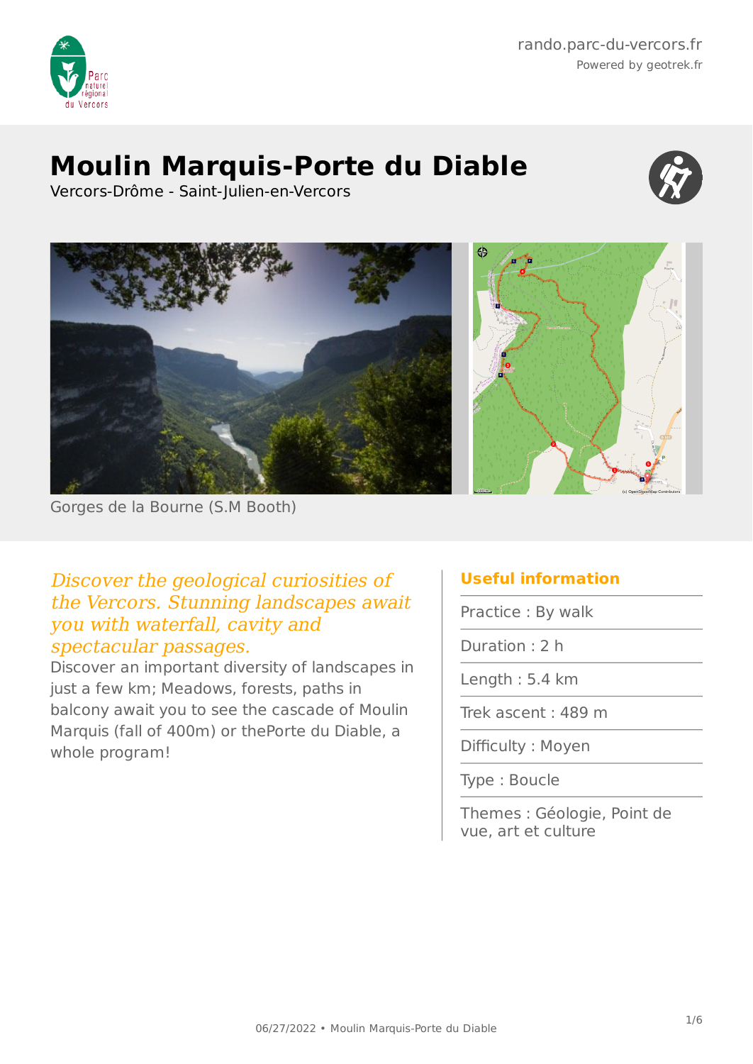rando.parc-du-vercors.fr
Powered by geotrek.fr

# Moulin Marquis-Porte du Diable

Vercors-Drôme - Saint-Julien-en-Vercors

Gorges de la Bourne (S.M Booth)

*Discover the geological curiosities of the Vercors. Stunning landscapes await you with waterfall, cavity and spectacular passages.*

Discover an important diversity of landscapes in just a few km; Meadows, forests, paths in balcony await you to see the cascade of Moulin Marquis (fall of 400m) or thePorte du Diable, a whole program!

## Useful information

Practice : By walk

Duration : 2 h

Length : 5.4 km

Trek ascent : 489 m

Difficulty : Moyen

Type : Boucle

Themes : Géologie, Point de vue, art et culture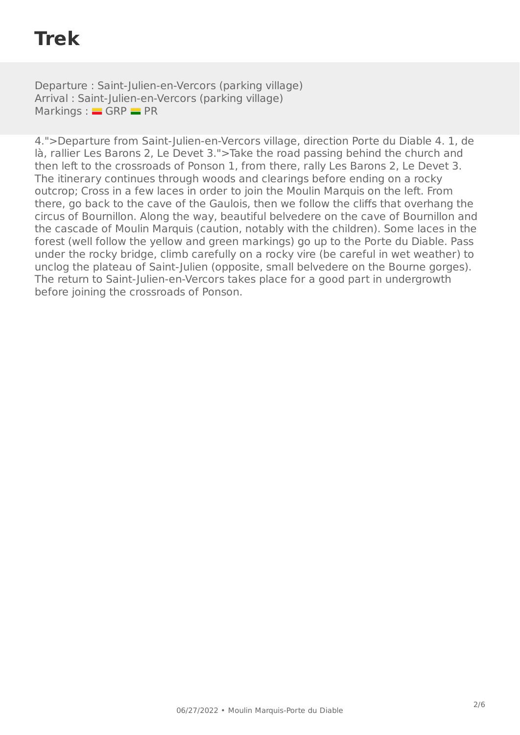# Trek

Departure : Saint-Julien-en-Vercors (parking village)
Arrival : Saint-Julien-en-Vercors (parking village)
Markings : GRP PR

4.">Departure from Saint-Julien-en-Vercors village, direction Porte du Diable 4. 1, de là, rallier Les Barons 2, Le Devet 3.">Take the road passing behind the church and then left to the crossroads of Ponson 1, from there, rally Les Barons 2, Le Devet 3. The itinerary continues through woods and clearings before ending on a rocky outcrop; Cross in a few laces in order to join the Moulin Marquis on the left. From there, go back to the cave of the Gaulois, then we follow the cliffs that overhang the circus of Bournillon. Along the way, beautiful belvedere on the cave of Bournillon and the cascade of Moulin Marquis (caution, notably with the children). Some laces in the forest (well follow the yellow and green markings) go up to the Porte du Diable. Pass under the rocky bridge, climb carefully on a rocky vire (be careful in wet weather) to unclog the plateau of Saint-Julien (opposite, small belvedere on the Bourne gorges). The return to Saint-Julien-en-Vercors takes place for a good part in undergrowth before joining the crossroads of Ponson.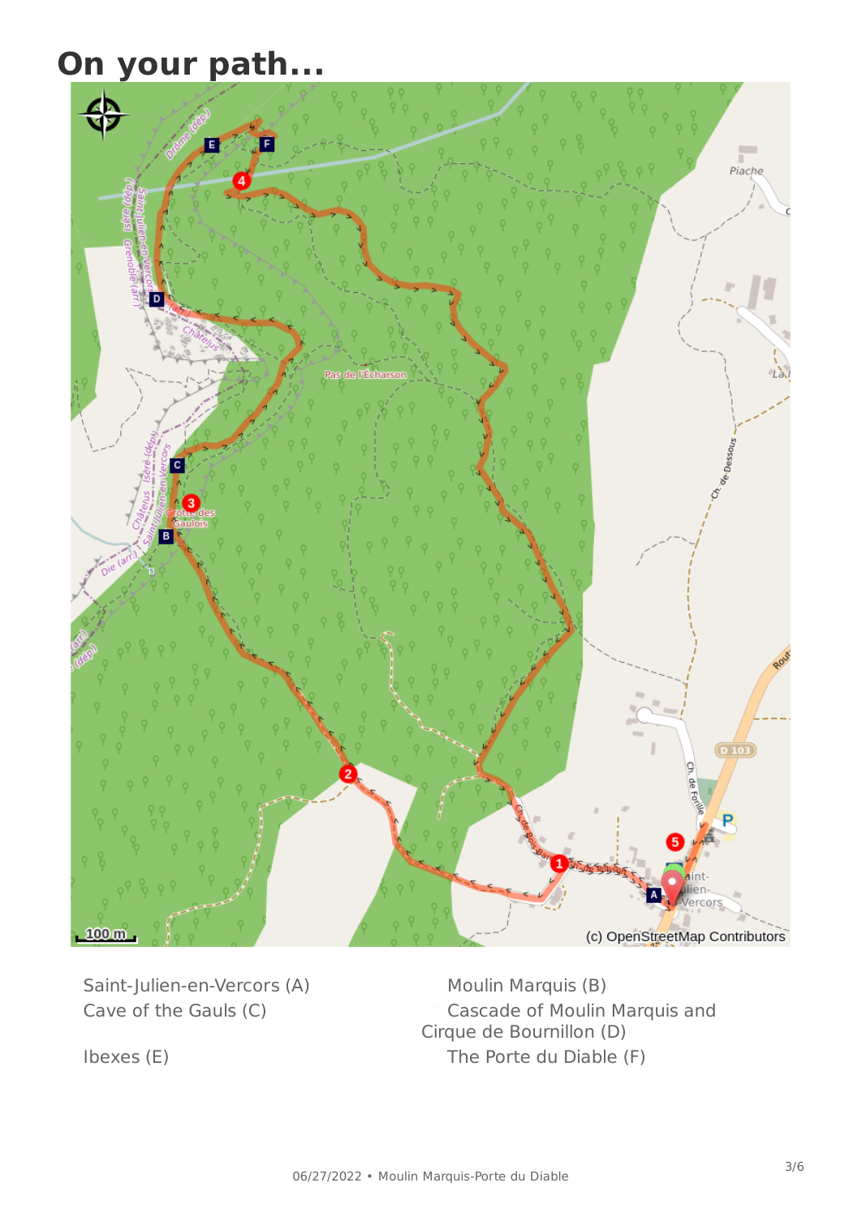# On your path...

Saint-Julien-en-Vercors (A)

Moulin Marquis (B)

Cave of the Gauls (C)

Cascade of Moulin Marquis and Cirque de Bournillon (D)

Ibexes (E)

The Porte du Diable (F)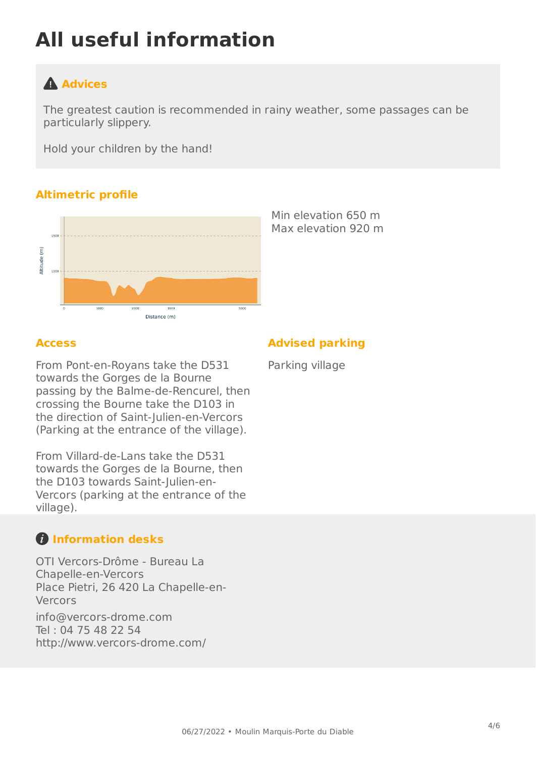# All useful information

## Advices

The greatest caution is recommended in rainy weather, some passages can be particularly slippery.

Hold your children by the hand!

## Altimetric profile

Min elevation 650 m
Max elevation 920 m

## Access

From Pont-en-Royans take the D531 towards the Gorges de la Bourne passing by the Balme-de-Rencurel, then crossing the Bourne take the D103 in the direction of Saint-Julien-en-Vercors (Parking at the entrance of the village).

From Villard-de-Lans take the D531 towards the Gorges de la Bourne, then the D103 towards Saint-Julien-en-Vercors (parking at the entrance of the village).

## Advised parking

Parking village

## Information desks

OTI Vercors-Drôme - Bureau La Chapelle-en-Vercors
Place Pietri, 26 420 La Chapelle-en-Vercors

info@vercors-drome.com
Tel : 04 75 48 22 54
http://www.vercors-drome.com/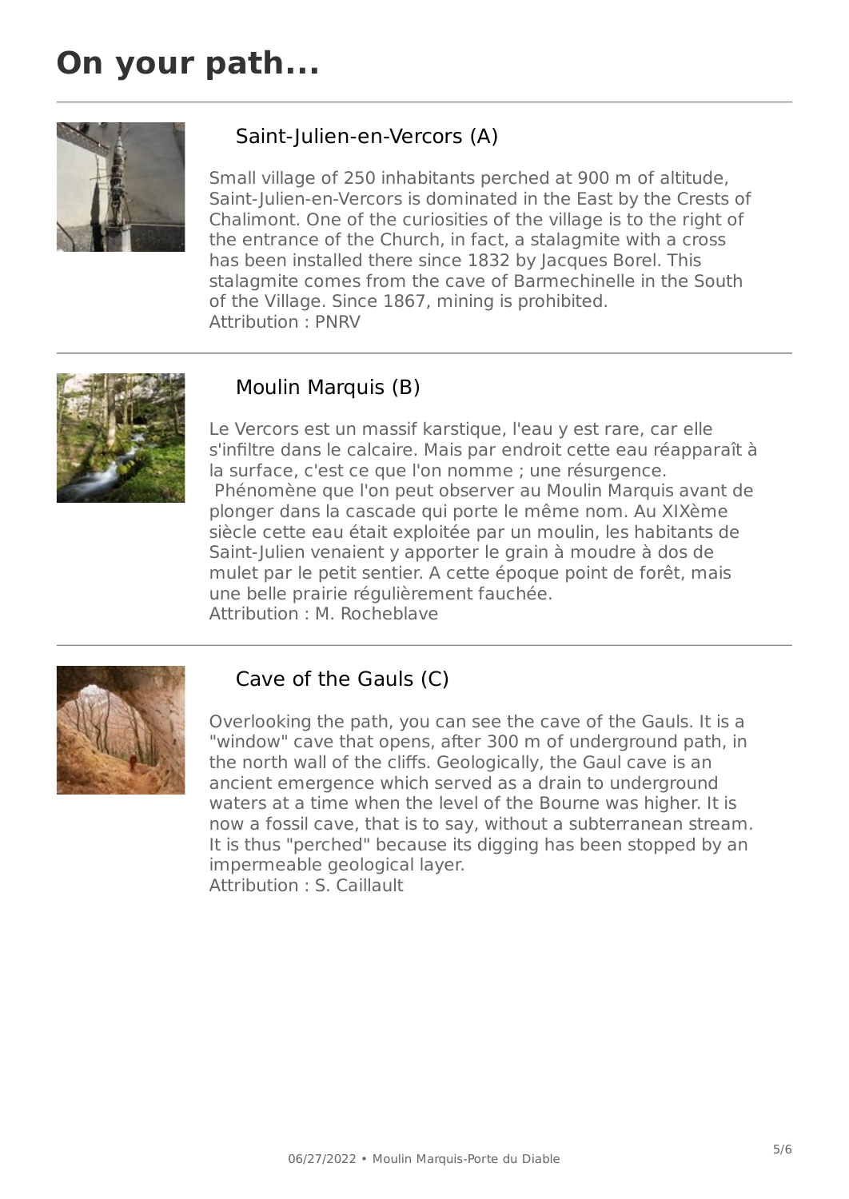# On your path...

## Saint-Julien-en-Vercors (A)

Small village of 250 inhabitants perched at 900 m of altitude, Saint-Julien-en-Vercors is dominated in the East by the Crests of Chalimont. One of the curiosities of the village is to the right of the entrance of the Church, in fact, a stalagmite with a cross has been installed there since 1832 by Jacques Borel. This stalagmite comes from the cave of Barmechinelle in the South of the Village. Since 1867, mining is prohibited.
Attribution : PNRV

## Moulin Marquis (B)

Le Vercors est un massif karstique, l'eau y est rare, car elle s'infiltre dans le calcaire. Mais par endroit cette eau réapparaît à la surface, c'est ce que l'on nomme ; une résurgence.
Phénomène que l'on peut observer au Moulin Marquis avant de plonger dans la cascade qui porte le même nom. Au XIXème siècle cette eau était exploitée par un moulin, les habitants de Saint-Julien venaient y apporter le grain à moudre à dos de mulet par le petit sentier. A cette époque point de forêt, mais une belle prairie régulièrement fauchée.
Attribution : M. Rocheblave

## Cave of the Gauls (C)

Overlooking the path, you can see the cave of the Gauls. It is a "window" cave that opens, after 300 m of underground path, in the north wall of the cliffs. Geologically, the Gaul cave is an ancient emergence which served as a drain to underground waters at a time when the level of the Bourne was higher. It is now a fossil cave, that is to say, without a subterranean stream. It is thus "perched" because its digging has been stopped by an impermeable geological layer.
Attribution : S. Caillault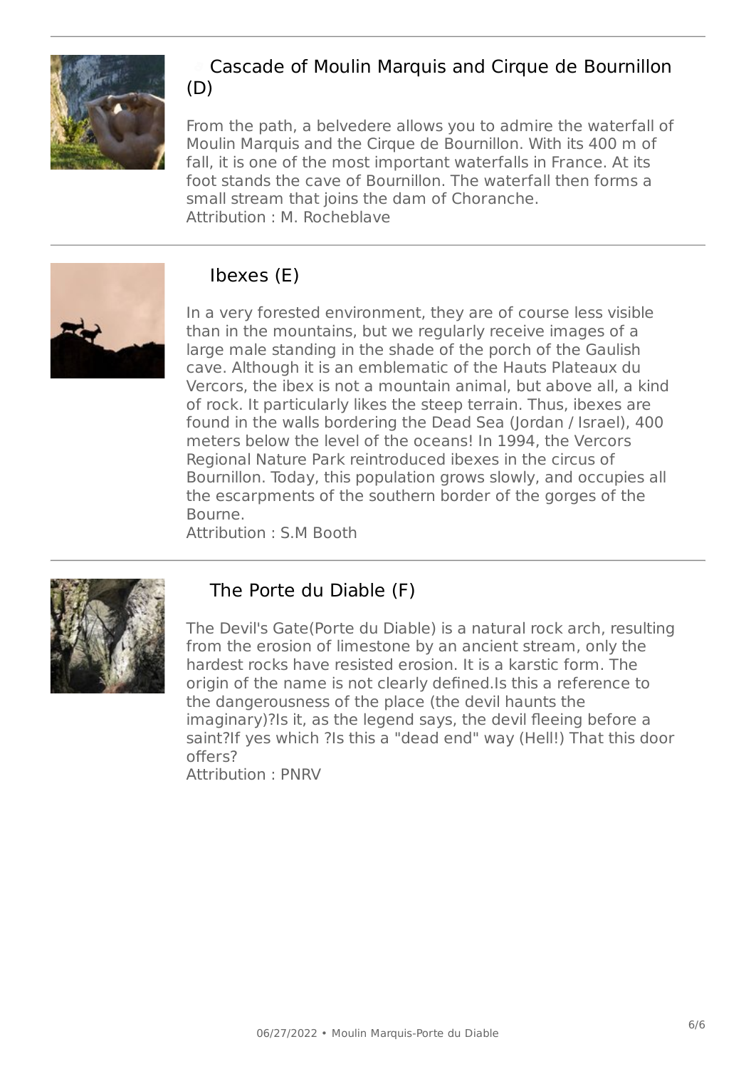## Cascade of Moulin Marquis and Cirque de Bournillon (D)

From the path, a belvedere allows you to admire the waterfall of Moulin Marquis and the Cirque de Bournillon. With its 400 m of fall, it is one of the most important waterfalls in France. At its foot stands the cave of Bournillon. The waterfall then forms a small stream that joins the dam of Choranche.
Attribution : M. Rocheblave

## Ibexes (E)

In a very forested environment, they are of course less visible than in the mountains, but we regularly receive images of a large male standing in the shade of the porch of the Gaulish cave. Although it is an emblematic of the Hauts Plateaux du Vercors, the ibex is not a mountain animal, but above all, a kind of rock. It particularly likes the steep terrain. Thus, ibexes are found in the walls bordering the Dead Sea (Jordan / Israel), 400 meters below the level of the oceans! In 1994, the Vercors Regional Nature Park reintroduced ibexes in the circus of Bournillon. Today, this population grows slowly, and occupies all the escarpments of the southern border of the gorges of the Bourne.
Attribution : S.M Booth

## The Porte du Diable (F)

The Devil's Gate(Porte du Diable) is a natural rock arch, resulting from the erosion of limestone by an ancient stream, only the hardest rocks have resisted erosion. It is a karstic form. The origin of the name is not clearly defined.Is this a reference to the dangerousness of the place (the devil haunts the imaginary)?Is it, as the legend says, the devil fleeing before a saint?If yes which ?Is this a "dead end" way (Hell!) That this door offers?
Attribution : PNRV